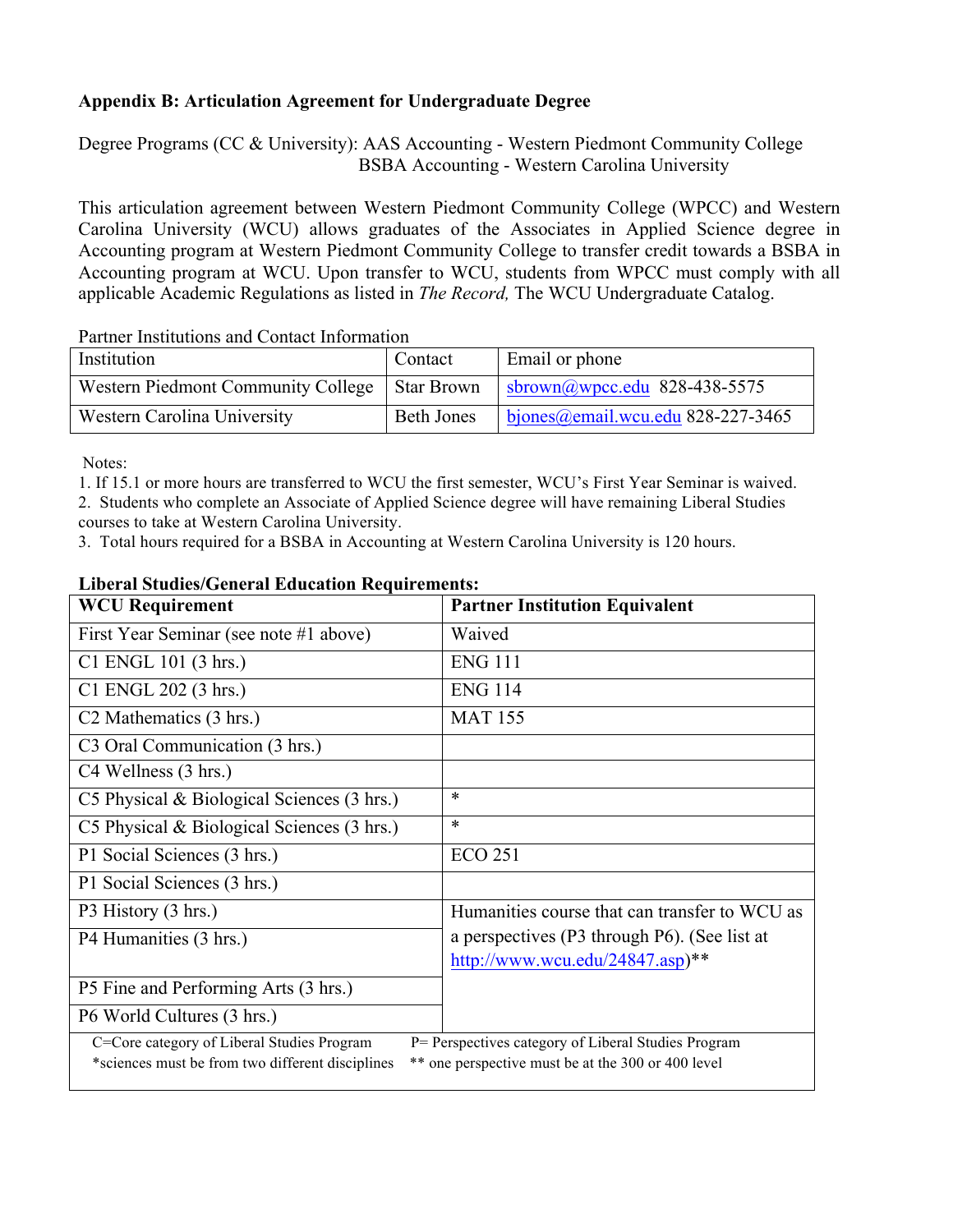**Appendix B: Articulation Agreement for Undergraduate Degree**

Degree Programs (CC & University): AAS Accounting - Western Piedmont Community College
BSBA Accounting - Western Carolina University

This articulation agreement between Western Piedmont Community College (WPCC) and Western Carolina University (WCU) allows graduates of the Associates in Applied Science degree in Accounting program at Western Piedmont Community College to transfer credit towards a BSBA in Accounting program at WCU. Upon transfer to WCU, students from WPCC must comply with all applicable Academic Regulations as listed in *The Record,* The WCU Undergraduate Catalog.

Partner Institutions and Contact Information

| Institution | Contact | Email or phone |
|---|---|---|
| Western Piedmont Community College | Star Brown | sbrown@wpcc.edu 828-438-5575 |
| Western Carolina University | Beth Jones | bjones@email.wcu.edu 828-227-3465 |

Notes:

1. If 15.1 or more hours are transferred to WCU the first semester, WCU's First Year Seminar is waived.
2. Students who complete an Associate of Applied Science degree will have remaining Liberal Studies courses to take at Western Carolina University.
3. Total hours required for a BSBA in Accounting at Western Carolina University is 120 hours.

**Liberal Studies/General Education Requirements:**

| WCU Requirement | Partner Institution Equivalent |
|---|---|
| First Year Seminar (see note #1 above) | Waived |
| C1 ENGL 101 (3 hrs.) | ENG 111 |
| C1 ENGL 202 (3 hrs.) | ENG 114 |
| C2 Mathematics (3 hrs.) | MAT 155 |
| C3 Oral Communication (3 hrs.) | |
| C4 Wellness (3 hrs.) | |
| C5 Physical & Biological Sciences (3 hrs.) | * |
| C5 Physical & Biological Sciences (3 hrs.) | * |
| P1 Social Sciences (3 hrs.) | ECO 251 |
| P1 Social Sciences (3 hrs.) | |
| P3 History (3 hrs.) | Humanities course that can transfer to WCU as a perspectives (P3 through P6). (See list at http://www.wcu.edu/24847.asp)** |
| P4 Humanities (3 hrs.) | |
| P5 Fine and Performing Arts (3 hrs.) | |
| P6 World Cultures (3 hrs.) | |
| C=Core category of Liberal Studies Program<br>*sciences must be from two different disciplines | P= Perspectives category of Liberal Studies Program<br>** one perspective must be at the 300 or 400 level |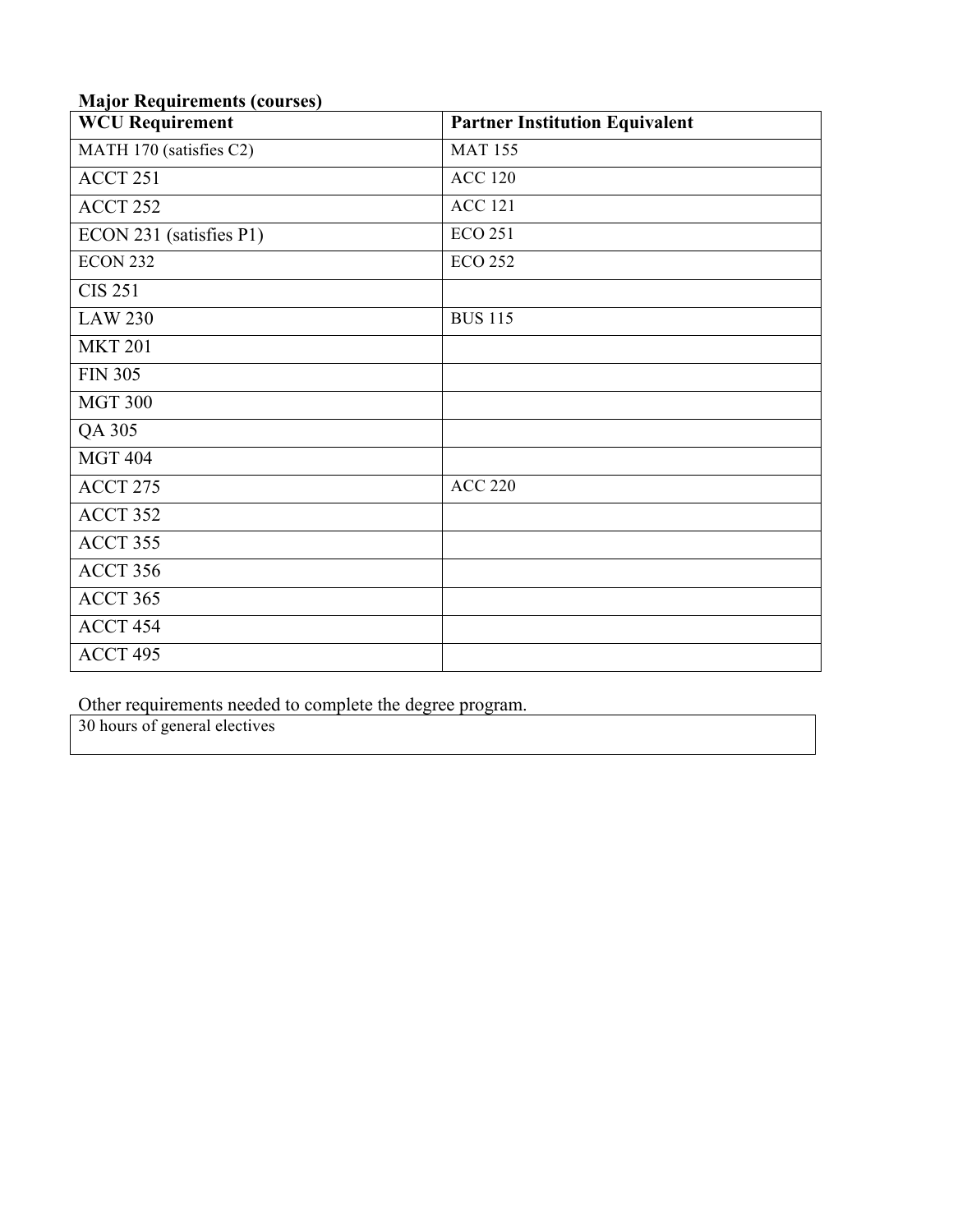**Major Requirements (courses)**

| WCU Requirement | Partner Institution Equivalent |
| --- | --- |
| MATH 170 (satisfies C2) | MAT 155 |
| ACCT 251 | ACC 120 |
| ACCT 252 | ACC 121 |
| ECON 231 (satisfies P1) | ECO 251 |
| ECON 232 | ECO 252 |
| CIS 251 | |
| LAW 230 | BUS 115 |
| MKT 201 | |
| FIN 305 | |
| MGT 300 | |
| QA 305 | |
| MGT 404 | |
| ACCT 275 | ACC 220 |
| ACCT 352 | |
| ACCT 355 | |
| ACCT 356 | |
| ACCT 365 | |
| ACCT 454 | |
| ACCT 495 | |

Other requirements needed to complete the degree program.

| 30 hours of general electives |
| --- |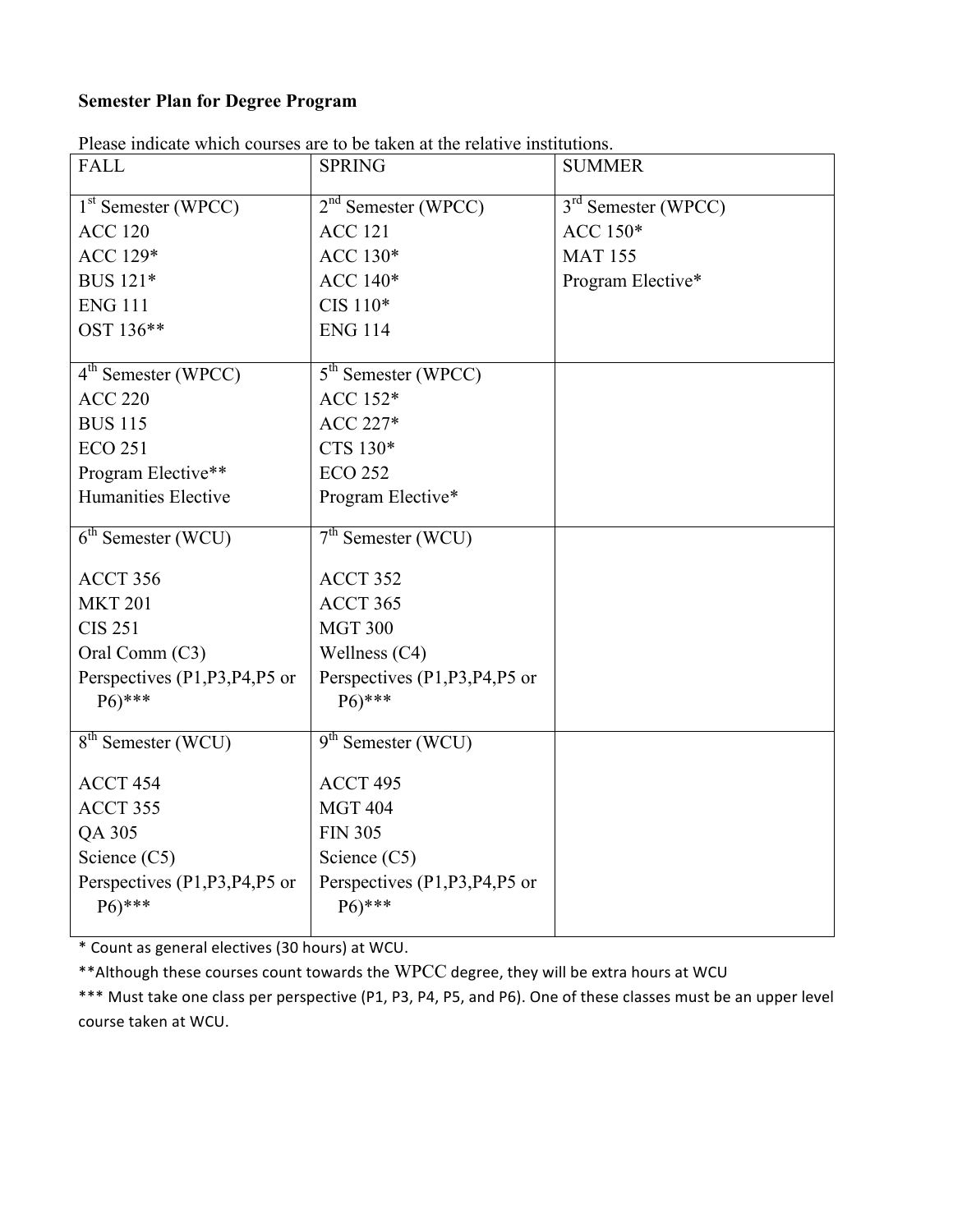**Semester Plan for Degree Program**

Please indicate which courses are to be taken at the relative institutions.

| FALL | SPRING | SUMMER |
|---|---|---|
| 1st Semester (WPCC)<br>ACC 120<br>ACC 129*<br>BUS 121*<br>ENG 111<br>OST 136** | 2nd Semester (WPCC)<br>ACC 121<br>ACC 130*<br>ACC 140*<br>CIS 110*<br>ENG 114 | 3rd Semester (WPCC)<br>ACC 150*<br>MAT 155<br>Program Elective* |
| 4th Semester (WPCC)<br>ACC 220<br>BUS 115<br>ECO 251<br>Program Elective**<br>Humanities Elective | 5th Semester (WPCC)<br>ACC 152*<br>ACC 227*<br>CTS 130*<br>ECO 252<br>Program Elective* | |
| 6th Semester (WCU)<br>ACCT 356<br>MKT 201<br>CIS 251<br>Oral Comm (C3)<br>Perspectives (P1,P3,P4,P5 or P6)*** | 7th Semester (WCU)<br>ACCT 352<br>ACCT 365<br>MGT 300<br>Wellness (C4)<br>Perspectives (P1,P3,P4,P5 or P6)*** | |
| 8th Semester (WCU)<br>ACCT 454<br>ACCT 355<br>QA 305<br>Science (C5)<br>Perspectives (P1,P3,P4,P5 or P6)*** | 9th Semester (WCU)<br>ACCT 495<br>MGT 404<br>FIN 305<br>Science (C5)<br>Perspectives (P1,P3,P4,P5 or P6)*** | |

* Count as general electives (30 hours) at WCU.

**Although these courses count towards the WPCC degree, they will be extra hours at WCU

*** Must take one class per perspective (P1, P3, P4, P5, and P6). One of these classes must be an upper level course taken at WCU.